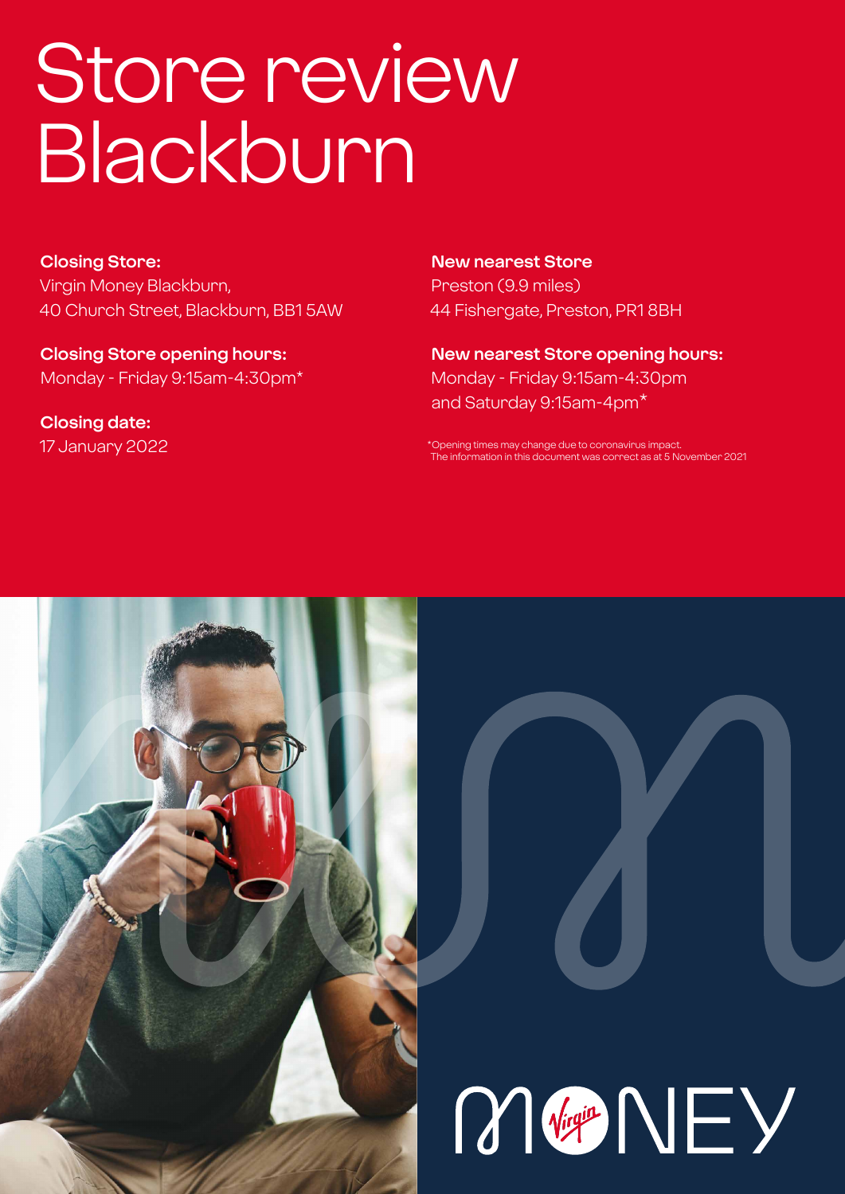# Store review Blackburn

**Closing Store:**
Virgin Money Blackburn,
40 Church Street, Blackburn, BB1 5AW

**Closing Store opening hours:**
Monday - Friday 9:15am-4:30pm*

**Closing date:**
17 January 2022

**New nearest Store**
Preston (9.9 miles)
44 Fishergate, Preston, PR1 8BH

**New nearest Store opening hours:**
Monday - Friday 9:15am-4:30pm
and Saturday 9:15am-4pm*

*Opening times may change due to coronavirus impact.
The information in this document was correct as at 5 November 2021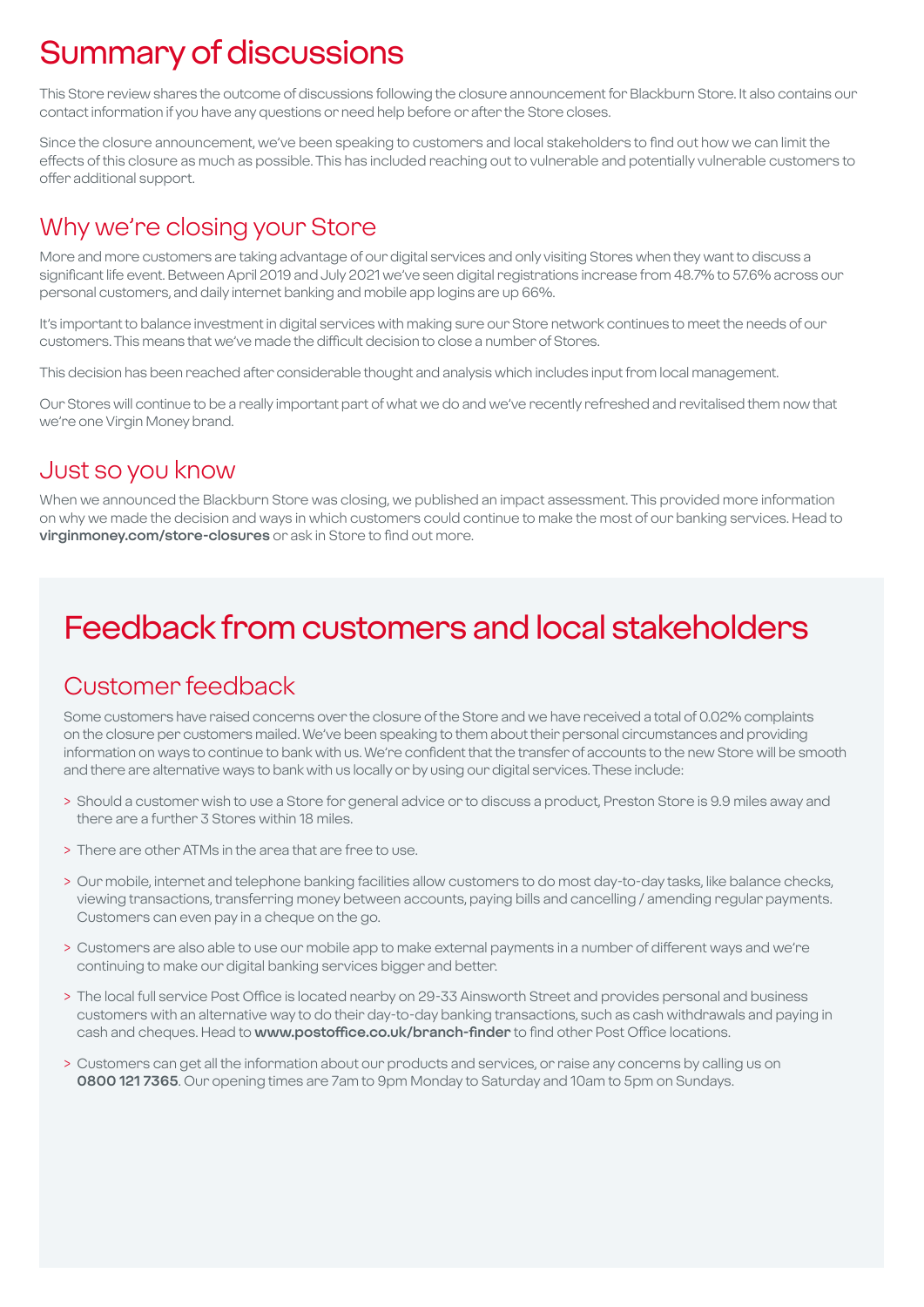# Summary of discussions

This Store review shares the outcome of discussions following the closure announcement for Blackburn Store. It also contains our contact information if you have any questions or need help before or after the Store closes.

Since the closure announcement, we've been speaking to customers and local stakeholders to find out how we can limit the effects of this closure as much as possible. This has included reaching out to vulnerable and potentially vulnerable customers to offer additional support.

## Why we're closing your Store

More and more customers are taking advantage of our digital services and only visiting Stores when they want to discuss a significant life event. Between April 2019 and July 2021 we've seen digital registrations increase from 48.7% to 57.6% across our personal customers, and daily internet banking and mobile app logins are up 66%.

It's important to balance investment in digital services with making sure our Store network continues to meet the needs of our customers. This means that we've made the difficult decision to close a number of Stores.

This decision has been reached after considerable thought and analysis which includes input from local management.

Our Stores will continue to be a really important part of what we do and we've recently refreshed and revitalised them now that we're one Virgin Money brand.

## Just so you know

When we announced the Blackburn Store was closing, we published an impact assessment. This provided more information on why we made the decision and ways in which customers could continue to make the most of our banking services. Head to **virginmoney.com/store-closures** or ask in Store to find out more.

# Feedback from customers and local stakeholders

## Customer feedback

Some customers have raised concerns over the closure of the Store and we have received a total of 0.02% complaints on the closure per customers mailed. We've been speaking to them about their personal circumstances and providing information on ways to continue to bank with us. We're confident that the transfer of accounts to the new Store will be smooth and there are alternative ways to bank with us locally or by using our digital services. These include:

> Should a customer wish to use a Store for general advice or to discuss a product, Preston Store is 9.9 miles away and there are a further 3 Stores within 18 miles.

> There are other ATMs in the area that are free to use.

> Our mobile, internet and telephone banking facilities allow customers to do most day-to-day tasks, like balance checks, viewing transactions, transferring money between accounts, paying bills and cancelling / amending regular payments. Customers can even pay in a cheque on the go.

> Customers are also able to use our mobile app to make external payments in a number of different ways and we're continuing to make our digital banking services bigger and better.

> The local full service Post Office is located nearby on 29-33 Ainsworth Street and provides personal and business customers with an alternative way to do their day-to-day banking transactions, such as cash withdrawals and paying in cash and cheques. Head to **www.postoffice.co.uk/branch-finder** to find other Post Office locations.

> Customers can get all the information about our products and services, or raise any concerns by calling us on **0800 121 7365**. Our opening times are 7am to 9pm Monday to Saturday and 10am to 5pm on Sundays.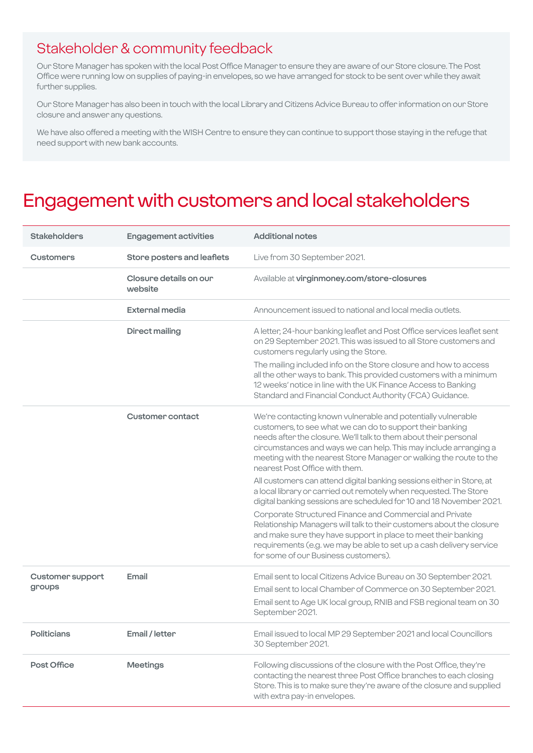## Stakeholder & community feedback

Our Store Manager has spoken with the local Post Office Manager to ensure they are aware of our Store closure. The Post Office were running low on supplies of paying-in envelopes, so we have arranged for stock to be sent over while they await further supplies.

Our Store Manager has also been in touch with the local Library and Citizens Advice Bureau to offer information on our Store closure and answer any questions.

We have also offered a meeting with the WISH Centre to ensure they can continue to support those staying in the refuge that need support with new bank accounts.

# Engagement with customers and local stakeholders

| Stakeholders | Engagement activities | Additional notes |
|---|---|---|
| **Customers** | **Store posters and leaflets** | Live from 30 September 2021. |
| | **Closure details on our website** | Available at **virginmoney.com/store-closures** |
| | **External media** | Announcement issued to national and local media outlets. |
| | **Direct mailing** | A letter, 24-hour banking leaflet and Post Office services leaflet sent on 29 September 2021. This was issued to all Store customers and customers regularly using the Store.<br><br>The mailing included info on the Store closure and how to access all the other ways to bank. This provided customers with a minimum 12 weeks' notice in line with the UK Finance Access to Banking Standard and Financial Conduct Authority (FCA) Guidance. |
| | **Customer contact** | We're contacting known vulnerable and potentially vulnerable customers, to see what we can do to support their banking needs after the closure. We'll talk to them about their personal circumstances and ways we can help. This may include arranging a meeting with the nearest Store Manager or walking the route to the nearest Post Office with them.<br><br>All customers can attend digital banking sessions either in Store, at a local library or carried out remotely when requested. The Store digital banking sessions are scheduled for 10 and 18 November 2021.<br><br>Corporate Structured Finance and Commercial and Private Relationship Managers will talk to their customers about the closure and make sure they have support in place to meet their banking requirements (e.g. we may be able to set up a cash delivery service for some of our Business customers). |
| **Customer support groups** | **Email** | Email sent to local Citizens Advice Bureau on 30 September 2021.<br><br>Email sent to local Chamber of Commerce on 30 September 2021.<br><br>Email sent to Age UK local group, RNIB and FSB regional team on 30 September 2021. |
| **Politicians** | **Email / letter** | Email issued to local MP 29 September 2021 and local Councillors 30 September 2021. |
| **Post Office** | **Meetings** | Following discussions of the closure with the Post Office, they're contacting the nearest three Post Office branches to each closing Store. This is to make sure they're aware of the closure and supplied with extra pay-in envelopes. |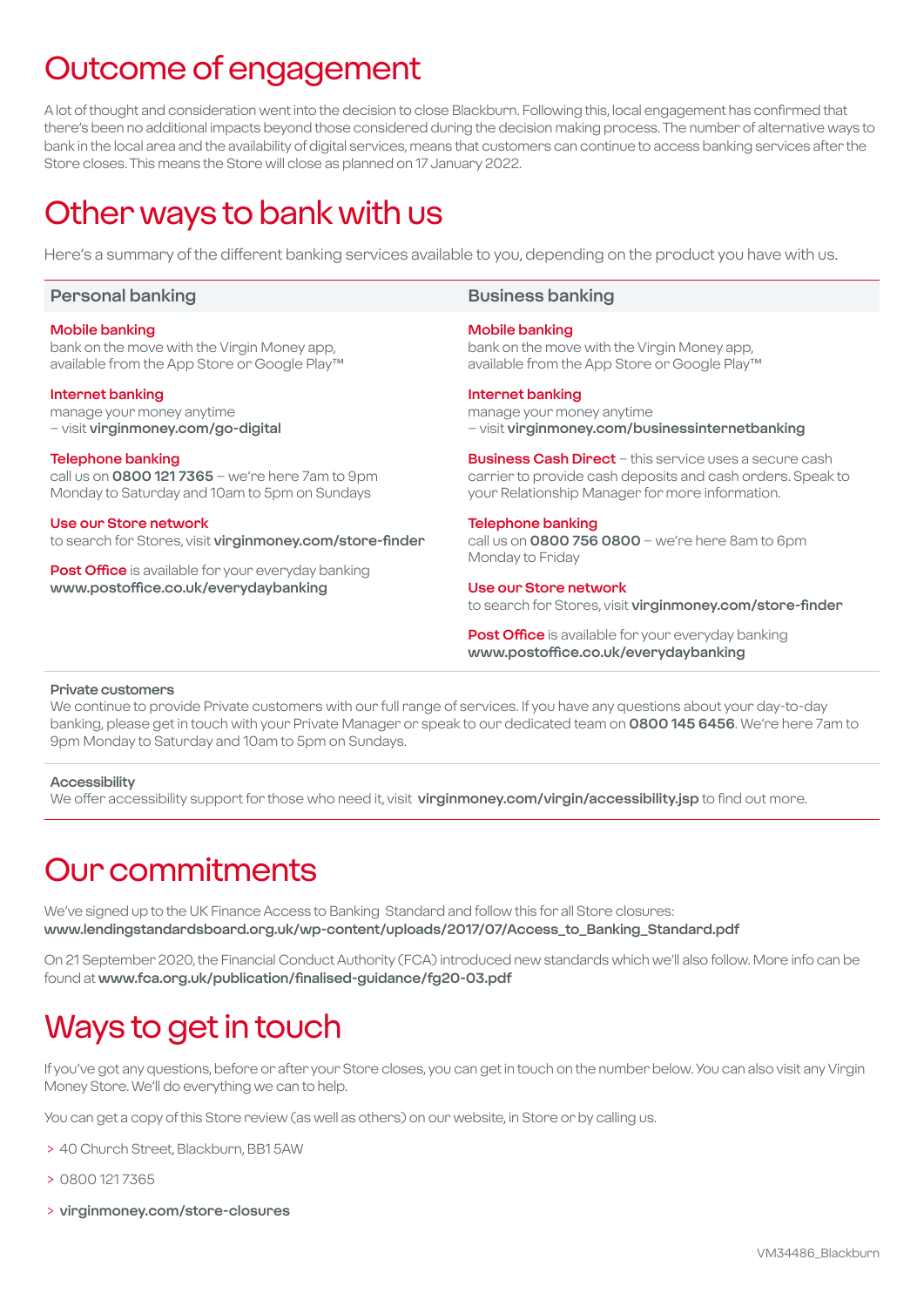# Outcome of engagement

A lot of thought and consideration went into the decision to close Blackburn. Following this, local engagement has confirmed that there's been no additional impacts beyond those considered during the decision making process. The number of alternative ways to bank in the local area and the availability of digital services, means that customers can continue to access banking services after the Store closes. This means the Store will close as planned on 17 January 2022.

# Other ways to bank with us

Here's a summary of the different banking services available to you, depending on the product you have with us.

## Personal banking

**Mobile banking**
bank on the move with the Virgin Money app, available from the App Store or Google Play™

**Internet banking**
manage your money anytime – visit **virginmoney.com/go-digital**

**Telephone banking**
call us on **0800 121 7365** – we're here 7am to 9pm Monday to Saturday and 10am to 5pm on Sundays

**Use our Store network**
to search for Stores, visit **virginmoney.com/store-finder**

**Post Office** is available for your everyday banking **www.postoffice.co.uk/everydaybanking**

## Business banking

**Mobile banking**
bank on the move with the Virgin Money app, available from the App Store or Google Play™

**Internet banking**
manage your money anytime – visit **virginmoney.com/businessinternetbanking**

**Business Cash Direct** – this service uses a secure cash carrier to provide cash deposits and cash orders. Speak to your Relationship Manager for more information.

**Telephone banking**
call us on **0800 756 0800** – we're here 8am to 6pm Monday to Friday

**Use our Store network**
to search for Stores, visit **virginmoney.com/store-finder**

**Post Office** is available for your everyday banking **www.postoffice.co.uk/everydaybanking**

**Private customers**
We continue to provide Private customers with our full range of services. If you have any questions about your day-to-day banking, please get in touch with your Private Manager or speak to our dedicated team on **0800 145 6456**. We're here 7am to 9pm Monday to Saturday and 10am to 5pm on Sundays.

**Accessibility**
We offer accessibility support for those who need it, visit **virginmoney.com/virgin/accessibility.jsp** to find out more.

# Our commitments

We've signed up to the UK Finance Access to Banking Standard and follow this for all Store closures: **www.lendingstandardsboard.org.uk/wp-content/uploads/2017/07/Access_to_Banking_Standard.pdf**

On 21 September 2020, the Financial Conduct Authority (FCA) introduced new standards which we'll also follow. More info can be found at **www.fca.org.uk/publication/finalised-guidance/fg20-03.pdf**

# Ways to get in touch

If you've got any questions, before or after your Store closes, you can get in touch on the number below. You can also visit any Virgin Money Store. We'll do everything we can to help.

You can get a copy of this Store review (as well as others) on our website, in Store or by calling us.

> 40 Church Street, Blackburn, BB1 5AW

> 0800 121 7365

> **virginmoney.com/store-closures**

VM34486_Blackburn